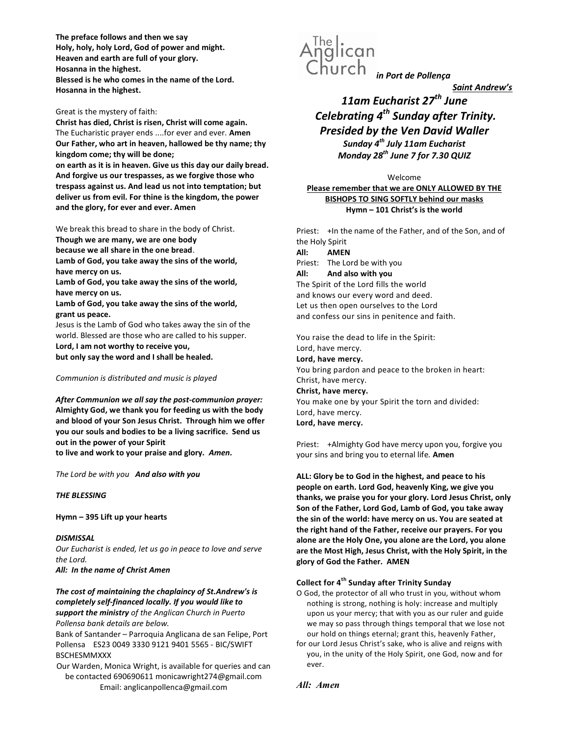The Anglican Church *in Port de Pollença*

***Saint Andrew's***

# *11am Eucharist 27th June*
# *Celebrating 4th Sunday after Trinity.*
# *Presided by the Ven David Waller*

***Sunday 4th July 11am Eucharist***
***Monday 28th June 7 for 7.30 QUIZ***

Welcome

**Please remember that we are ONLY ALLOWED BY THE BISHOPS TO SING SOFTLY behind our masks**

**Hymn – 101 Christ's is the world**

Priest: +In the name of the Father, and of the Son, and of the Holy Spirit
**All: AMEN**
Priest: The Lord be with you
**All: And also with you**
The Spirit of the Lord fills the world
and knows our every word and deed.
Let us then open ourselves to the Lord
and confess our sins in penitence and faith.

You raise the dead to life in the Spirit:
Lord, have mercy.
**Lord, have mercy.**
You bring pardon and peace to the broken in heart:
Christ, have mercy.
**Christ, have mercy.**
You make one by your Spirit the torn and divided:
Lord, have mercy.
**Lord, have mercy.**

Priest: +Almighty God have mercy upon you, forgive you your sins and bring you to eternal life. **Amen**

**ALL: Glory be to God in the highest, and peace to his people on earth. Lord God, heavenly King, we give you thanks, we praise you for your glory. Lord Jesus Christ, only Son of the Father, Lord God, Lamb of God, you take away the sin of the world: have mercy on us. You are seated at the right hand of the Father, receive our prayers. For you alone are the Holy One, you alone are the Lord, you alone are the Most High, Jesus Christ, with the Holy Spirit, in the glory of God the Father. AMEN**

**Collect for 4th Sunday after Trinity Sunday**
O God, the protector of all who trust in you, without whom nothing is strong, nothing is holy: increase and multiply upon us your mercy; that with you as our ruler and guide we may so pass through things temporal that we lose not our hold on things eternal; grant this, heavenly Father, for our Lord Jesus Christ's sake, who is alive and reigns with you, in the unity of the Holy Spirit, one God, now and for ever.

***All: Amen***

**The preface follows and then we say**
**Holy, holy, holy Lord, God of power and might.**
**Heaven and earth are full of your glory.**
**Hosanna in the highest.**
**Blessed is he who comes in the name of the Lord.**
**Hosanna in the highest.**

Great is the mystery of faith:
**Christ has died, Christ is risen, Christ will come again.**
The Eucharistic prayer ends ....for ever and ever. **Amen**
**Our Father, who art in heaven, hallowed be thy name; thy kingdom come; thy will be done;**
**on earth as it is in heaven. Give us this day our daily bread. And forgive us our trespasses, as we forgive those who trespass against us. And lead us not into temptation; but deliver us from evil. For thine is the kingdom, the power and the glory, for ever and ever. Amen**

We break this bread to share in the body of Christ.
**Though we are many, we are one body**
**because we all share in the one bread**.
**Lamb of God, you take away the sins of the world, have mercy on us.**
**Lamb of God, you take away the sins of the world, have mercy on us.**
**Lamb of God, you take away the sins of the world, grant us peace.**
Jesus is the Lamb of God who takes away the sin of the world. Blessed are those who are called to his supper.
**Lord, I am not worthy to receive you,**
**but only say the word and I shall be healed.**

*Communion is distributed and music is played*

***After Communion we all say the post-communion prayer:***
**Almighty God, we thank you for feeding us with the body and blood of your Son Jesus Christ. Through him we offer you our souls and bodies to be a living sacrifice. Send us out in the power of your Spirit**
**to live and work to your praise and glory. *Amen.***

*The Lord be with you* ***And also with you***

***THE BLESSING***

**Hymn – 395 Lift up your hearts**

***DISMISSAL***
*Our Eucharist is ended, let us go in peace to love and serve the Lord.*
***All: In the name of Christ Amen***

***The cost of maintaining the chaplaincy of St.Andrew's is completely self-financed locally. If you would like to support the ministry*** *of the Anglican Church in Puerto Pollensa bank details are below.*
Bank of Santander – Parroquia Anglicana de san Felipe, Port Pollensa ES23 0049 3330 9121 9401 5565 - BIC/SWIFT BSCHESMMXXX
Our Warden, Monica Wright, is available for queries and can be contacted 690690611 monicawright274@gmail.com
Email: anglicanpollenca@gmail.com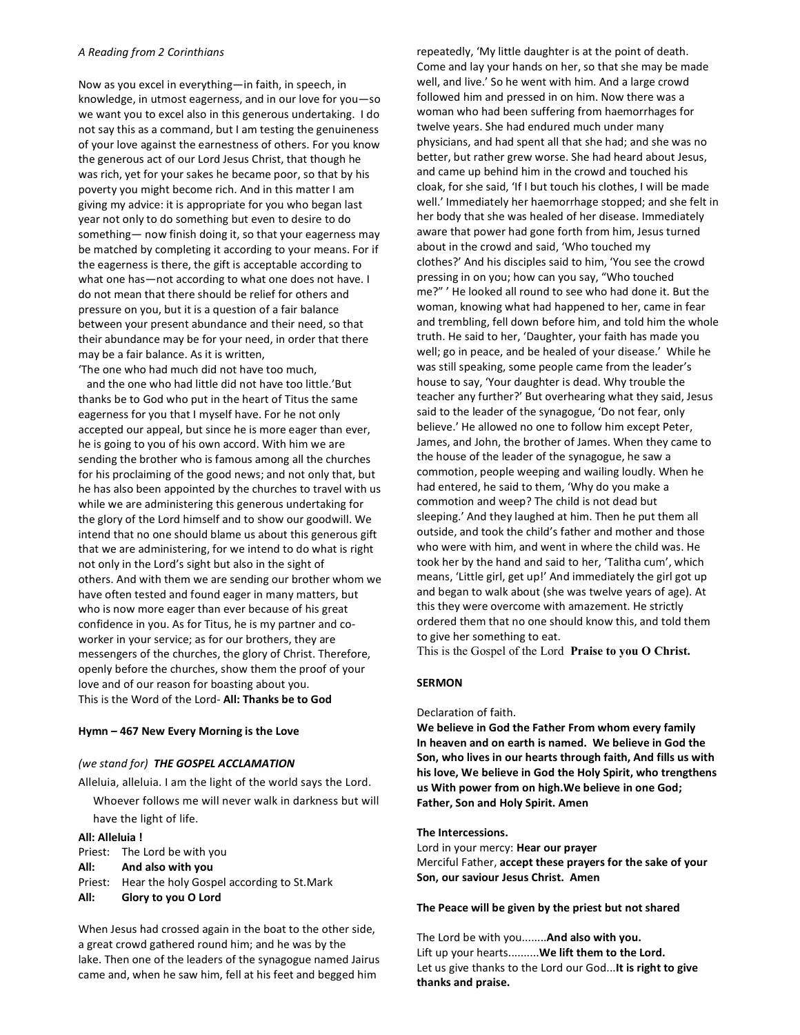*A Reading from 2 Corinthians*

Now as you excel in everything—in faith, in speech, in knowledge, in utmost eagerness, and in our love for you—so we want you to excel also in this generous undertaking. I do not say this as a command, but I am testing the genuineness of your love against the earnestness of others. For you know the generous act of our Lord Jesus Christ, that though he was rich, yet for your sakes he became poor, so that by his poverty you might become rich. And in this matter I am giving my advice: it is appropriate for you who began last year not only to do something but even to desire to do something— now finish doing it, so that your eagerness may be matched by completing it according to your means. For if the eagerness is there, the gift is acceptable according to what one has—not according to what one does not have. I do not mean that there should be relief for others and pressure on you, but it is a question of a fair balance between your present abundance and their need, so that their abundance may be for your need, in order that there may be a fair balance. As it is written,

'The one who had much did not have too much,
 and the one who had little did not have too little.'But thanks be to God who put in the heart of Titus the same eagerness for you that I myself have. For he not only accepted our appeal, but since he is more eager than ever, he is going to you of his own accord. With him we are sending the brother who is famous among all the churches for his proclaiming of the good news; and not only that, but he has also been appointed by the churches to travel with us while we are administering this generous undertaking for the glory of the Lord himself and to show our goodwill. We intend that no one should blame us about this generous gift that we are administering, for we intend to do what is right not only in the Lord's sight but also in the sight of others. And with them we are sending our brother whom we have often tested and found eager in many matters, but who is now more eager than ever because of his great confidence in you. As for Titus, he is my partner and co-worker in your service; as for our brothers, they are messengers of the churches, the glory of Christ. Therefore, openly before the churches, show them the proof of your love and of our reason for boasting about you.
This is the Word of the Lord- **All: Thanks be to God**

**Hymn – 467 New Every Morning is the Love**

*(we stand for)* ***THE GOSPEL ACCLAMATION***

Alleluia, alleluia. I am the light of the world says the Lord.
Whoever follows me will never walk in darkness but will have the light of life.

**All: Alleluia !**
Priest: The Lord be with you
**All: And also with you**
Priest: Hear the holy Gospel according to St.Mark
**All: Glory to you O Lord**

When Jesus had crossed again in the boat to the other side, a great crowd gathered round him; and he was by the lake. Then one of the leaders of the synagogue named Jairus came and, when he saw him, fell at his feet and begged him repeatedly, 'My little daughter is at the point of death. Come and lay your hands on her, so that she may be made well, and live.' So he went with him. And a large crowd followed him and pressed in on him. Now there was a woman who had been suffering from haemorrhages for twelve years. She had endured much under many physicians, and had spent all that she had; and she was no better, but rather grew worse. She had heard about Jesus, and came up behind him in the crowd and touched his cloak, for she said, 'If I but touch his clothes, I will be made well.' Immediately her haemorrhage stopped; and she felt in her body that she was healed of her disease. Immediately aware that power had gone forth from him, Jesus turned about in the crowd and said, 'Who touched my clothes?' And his disciples said to him, 'You see the crowd pressing in on you; how can you say, "Who touched me?" ' He looked all round to see who had done it. But the woman, knowing what had happened to her, came in fear and trembling, fell down before him, and told him the whole truth. He said to her, 'Daughter, your faith has made you well; go in peace, and be healed of your disease.' While he was still speaking, some people came from the leader's house to say, 'Your daughter is dead. Why trouble the teacher any further?' But overhearing what they said, Jesus said to the leader of the synagogue, 'Do not fear, only believe.' He allowed no one to follow him except Peter, James, and John, the brother of James. When they came to the house of the leader of the synagogue, he saw a commotion, people weeping and wailing loudly. When he had entered, he said to them, 'Why do you make a commotion and weep? The child is not dead but sleeping.' And they laughed at him. Then he put them all outside, and took the child's father and mother and those who were with him, and went in where the child was. He took her by the hand and said to her, 'Talitha cum', which means, 'Little girl, get up!' And immediately the girl got up and began to walk about (she was twelve years of age). At this they were overcome with amazement. He strictly ordered them that no one should know this, and told them to give her something to eat.
This is the Gospel of the Lord **Praise to you O Christ.**

**SERMON**

Declaration of faith.
**We believe in God the Father From whom every family In heaven and on earth is named. We believe in God the Son, who lives in our hearts through faith, And fills us with his love, We believe in God the Holy Spirit, who trengthens us With power from on high.We believe in one God; Father, Son and Holy Spirit. Amen**

**The Intercessions.**
Lord in your mercy: **Hear our prayer**
Merciful Father, **accept these prayers for the sake of your Son, our saviour Jesus Christ. Amen**

**The Peace will be given by the priest but not shared**

The Lord be with you........**And also with you.**
Lift up your hearts..........**We lift them to the Lord.**
Let us give thanks to the Lord our God...**It is right to give thanks and praise.**